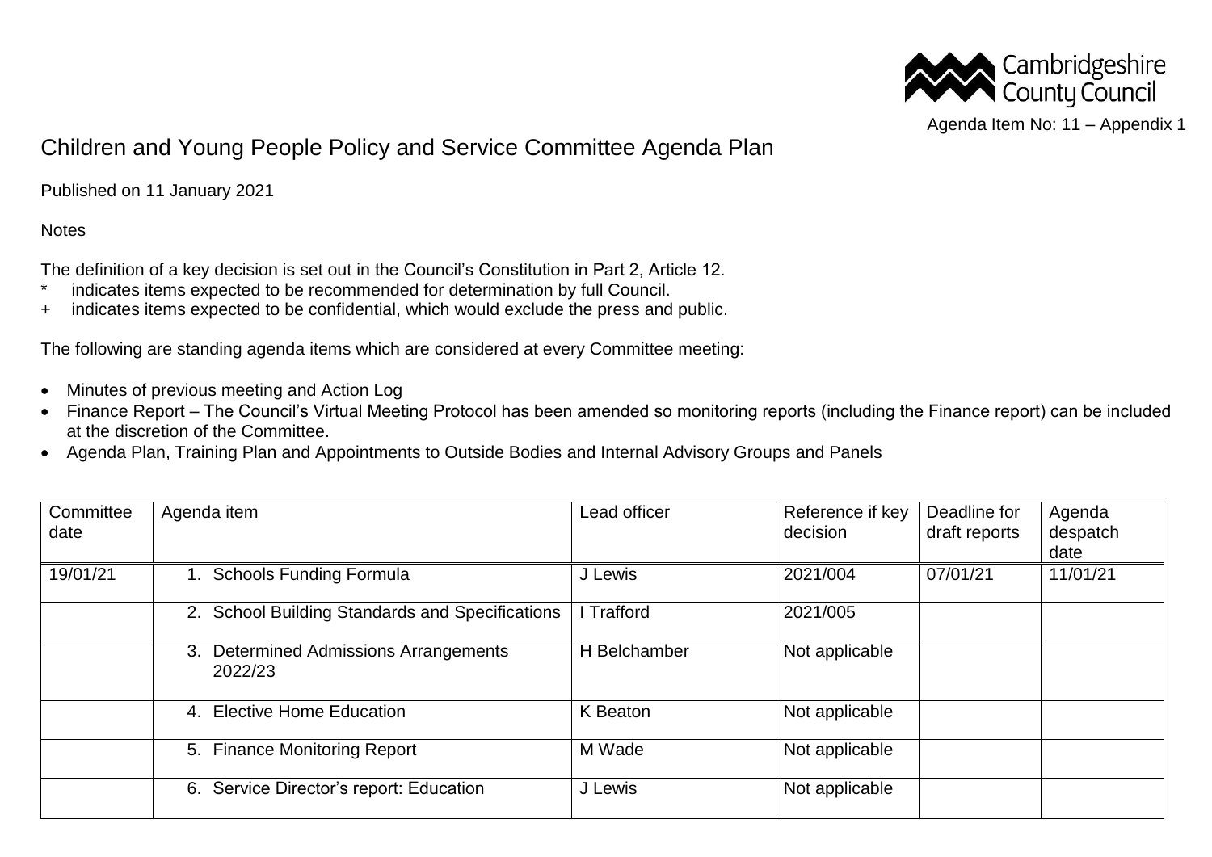Cambridgeshire County Council

Agenda Item No: 11 – Appendix 1

# Children and Young People Policy and Service Committee Agenda Plan

Published on 11 January 2021

Notes

The definition of a key decision is set out in the Council's Constitution in Part 2, Article 12.

- \* indicates items expected to be recommended for determination by full Council.
- \+ indicates items expected to be confidential, which would exclude the press and public.

The following are standing agenda items which are considered at every Committee meeting:

- Minutes of previous meeting and Action Log
- Finance Report – The Council's Virtual Meeting Protocol has been amended so monitoring reports (including the Finance report) can be included at the discretion of the Committee.
- Agenda Plan, Training Plan and Appointments to Outside Bodies and Internal Advisory Groups and Panels

| Committee date | Agenda item | Lead officer | Reference if key decision | Deadline for draft reports | Agenda despatch date |
|---|---|---|---|---|---|
| 19/01/21 | 1. Schools Funding Formula | J Lewis | 2021/004 | 07/01/21 | 11/01/21 |
| | 2. School Building Standards and Specifications | I Trafford | 2021/005 | | |
| | 3. Determined Admissions Arrangements 2022/23 | H Belchamber | Not applicable | | |
| | 4. Elective Home Education | K Beaton | Not applicable | | |
| | 5. Finance Monitoring Report | M Wade | Not applicable | | |
| | 6. Service Director's report: Education | J Lewis | Not applicable | | |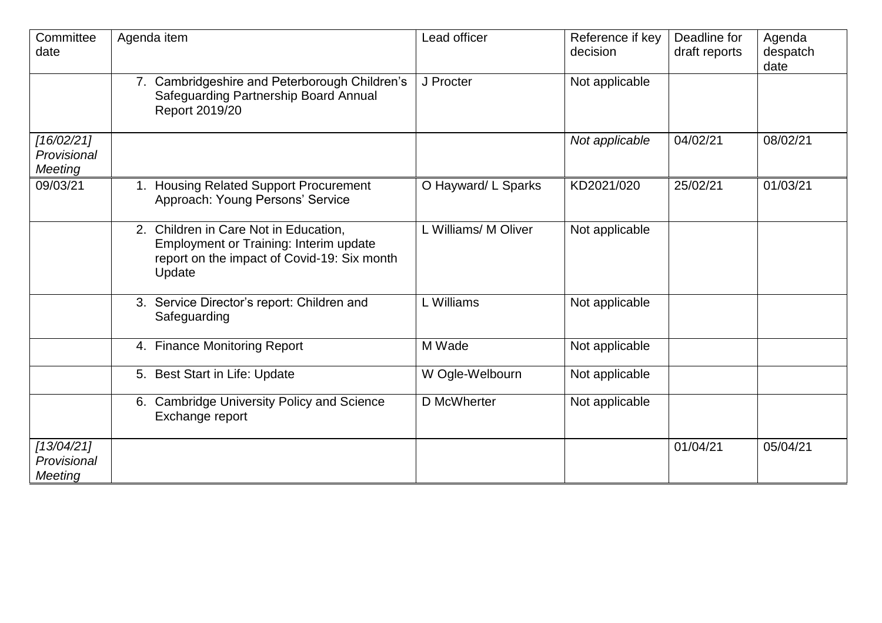| Committee date | Agenda item | Lead officer | Reference if key decision | Deadline for draft reports | Agenda despatch date |
|---|---|---|---|---|---|
| | 7. Cambridgeshire and Peterborough Children's Safeguarding Partnership Board Annual Report 2019/20 | J Procter | Not applicable | | |
| *[16/02/21] Provisional Meeting* | | | *Not applicable* | 04/02/21 | 08/02/21 |
| 09/03/21 | 1. Housing Related Support Procurement Approach: Young Persons' Service | O Hayward/ L Sparks | KD2021/020 | 25/02/21 | 01/03/21 |
| | 2. Children in Care Not in Education, Employment or Training: Interim update report on the impact of Covid-19: Six month Update | L Williams/ M Oliver | Not applicable | | |
| | 3. Service Director's report: Children and Safeguarding | L Williams | Not applicable | | |
| | 4. Finance Monitoring Report | M Wade | Not applicable | | |
| | 5. Best Start in Life: Update | W Ogle-Welbourn | Not applicable | | |
| | 6. Cambridge University Policy and Science Exchange report | D McWherter | Not applicable | | |
| *[13/04/21] Provisional Meeting* | | | | 01/04/21 | 05/04/21 |